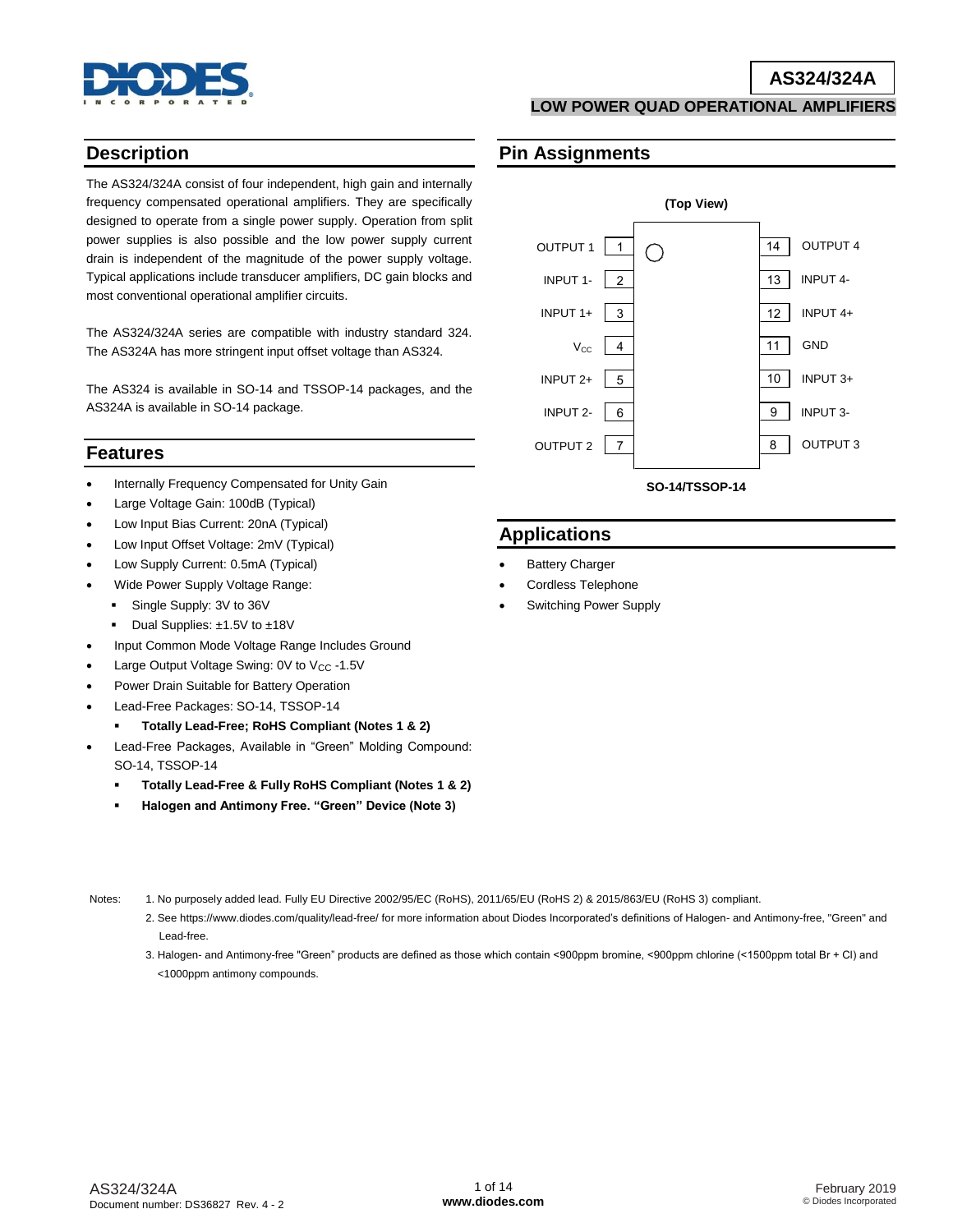# AS324/324A

## LOW POWER QUAD OPERATIONAL AMPLIFIERS

## Description

The AS324/324A consist of four independent, high gain and internally frequency compensated operational amplifiers. They are specifically designed to operate from a single power supply. Operation from split power supplies is also possible and the low power supply current drain is independent of the magnitude of the power supply voltage. Typical applications include transducer amplifiers, DC gain blocks and most conventional operational amplifier circuits.

The AS324/324A series are compatible with industry standard 324. The AS324A has more stringent input offset voltage than AS324.

The AS324 is available in SO-14 and TSSOP-14 packages, and the AS324A is available in SO-14 package.

## Features

- Internally Frequency Compensated for Unity Gain
- Large Voltage Gain: 100dB (Typical)
- Low Input Bias Current: 20nA (Typical)
- Low Input Offset Voltage: 2mV (Typical)
- Low Supply Current: 0.5mA (Typical)
- Wide Power Supply Voltage Range:
  - Single Supply: 3V to 36V
  - Dual Supplies: ±1.5V to ±18V
- Input Common Mode Voltage Range Includes Ground
- Large Output Voltage Swing: 0V to $V_{CC}$ -1.5V
- Power Drain Suitable for Battery Operation
- Lead-Free Packages: SO-14, TSSOP-14
  - **Totally Lead-Free; RoHS Compliant (Notes 1 & 2)**
- Lead-Free Packages, Available in "Green" Molding Compound: SO-14, TSSOP-14
  - **Totally Lead-Free & Fully RoHS Compliant (Notes 1 & 2)**
  - **Halogen and Antimony Free. "Green" Device (Note 3)**

## Pin Assignments

**(Top View)**

| Pin | Name | Pin | Name |
|---|---|---|---|
| 1 | OUTPUT 1 | 14 | OUTPUT 4 |
| 2 | INPUT 1- | 13 | INPUT 4- |
| 3 | INPUT 1+ | 12 | INPUT 4+ |
| 4 | $V_{CC}$ | 11 | GND |
| 5 | INPUT 2+ | 10 | INPUT 3+ |
| 6 | INPUT 2- | 9 | INPUT 3- |
| 7 | OUTPUT 2 | 8 | OUTPUT 3 |

**SO-14/TSSOP-14**

## Applications

- Battery Charger
- Cordless Telephone
- Switching Power Supply

Notes:
1. No purposely added lead. Fully EU Directive 2002/95/EC (RoHS), 2011/65/EU (RoHS 2) & 2015/863/EU (RoHS 3) compliant.
2. See https://www.diodes.com/quality/lead-free/ for more information about Diodes Incorporated's definitions of Halogen- and Antimony-free, "Green" and Lead-free.
3. Halogen- and Antimony-free "Green" products are defined as those which contain <900ppm bromine, <900ppm chlorine (<1500ppm total Br + Cl) and <1000ppm antimony compounds.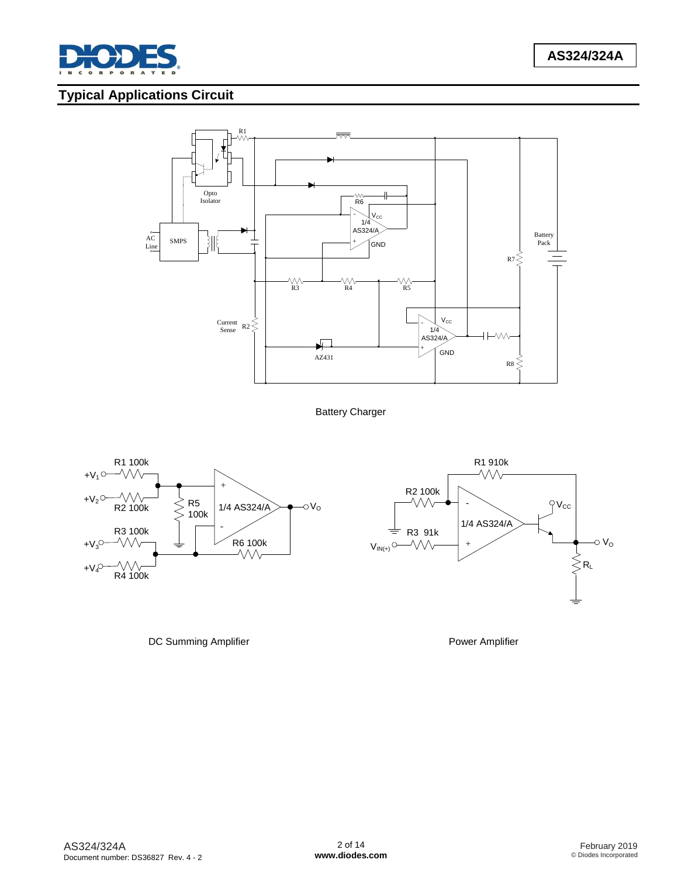## Typical Applications Circuit

Battery Charger

DC Summing Amplifier

Power Amplifier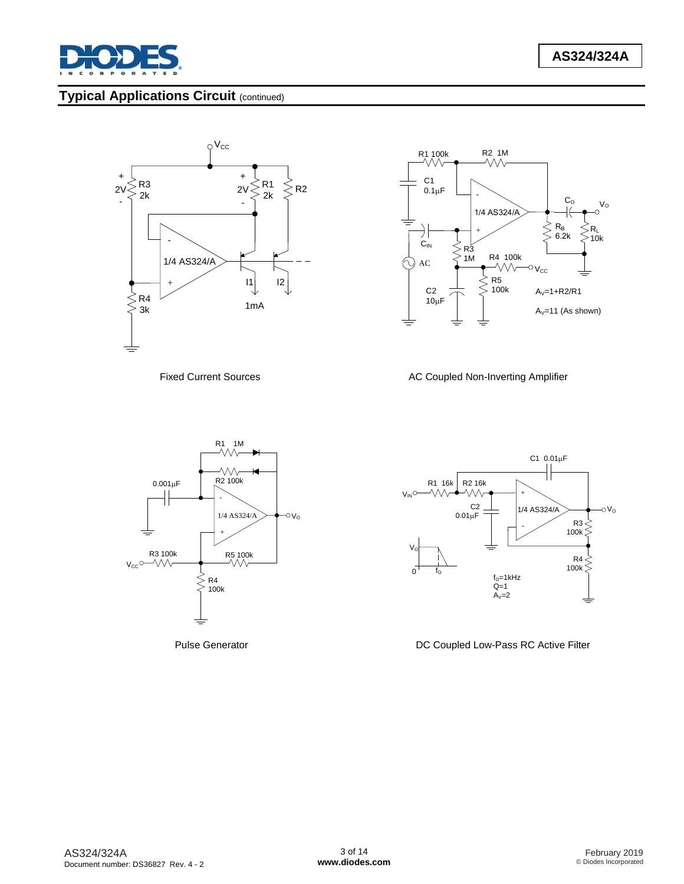## Typical Applications Circuit (continued)

Fixed Current Sources

AC Coupled Non-Inverting Amplifier

$A_V=1+R2/R1$

$A_V=11$ (As shown)

Pulse Generator

DC Coupled Low-Pass RC Active Filter

$f_O=1kHz$
Q=1
$A_V=2$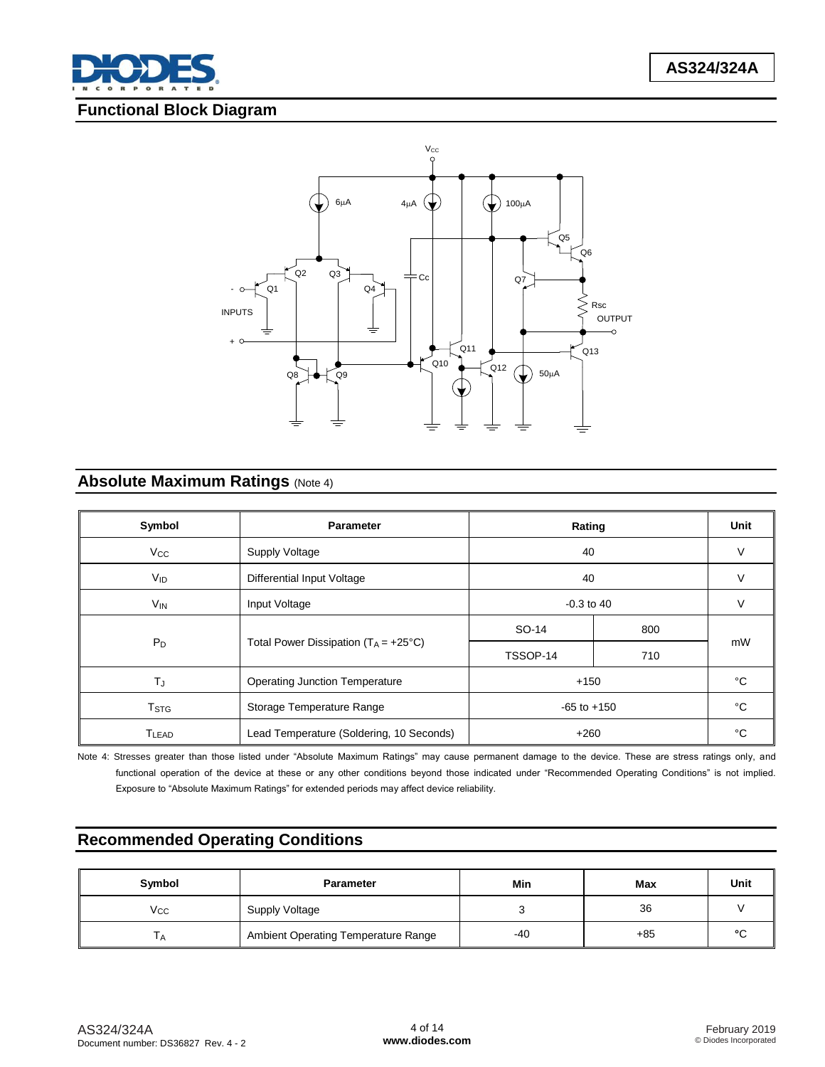## Functional Block Diagram

## Absolute Maximum Ratings (Note 4)

| Symbol | Parameter | Rating | | Unit |
|---|---|---|---|---|
| $V_{CC}$ | Supply Voltage | 40 | | V |
| $V_{ID}$ | Differential Input Voltage | 40 | | V |
| $V_{IN}$ | Input Voltage | -0.3 to 40 | | V |
| $P_D$ | Total Power Dissipation ($T_A$ = +25°C) | SO-14 | 800 | mW |
| | | TSSOP-14 | 710 | |
| $T_J$ | Operating Junction Temperature | +150 | | °C |
| $T_{STG}$ | Storage Temperature Range | -65 to +150 | | °C |
| $T_{LEAD}$ | Lead Temperature (Soldering, 10 Seconds) | +260 | | °C |

Note 4: Stresses greater than those listed under "Absolute Maximum Ratings" may cause permanent damage to the device. These are stress ratings only, and functional operation of the device at these or any other conditions beyond those indicated under "Recommended Operating Conditions" is not implied. Exposure to "Absolute Maximum Ratings" for extended periods may affect device reliability.

## Recommended Operating Conditions

| Symbol | Parameter | Min | Max | Unit |
|---|---|---|---|---|
| $V_{CC}$ | Supply Voltage | 3 | 36 | V |
| $T_A$ | Ambient Operating Temperature Range | -40 | +85 | °C |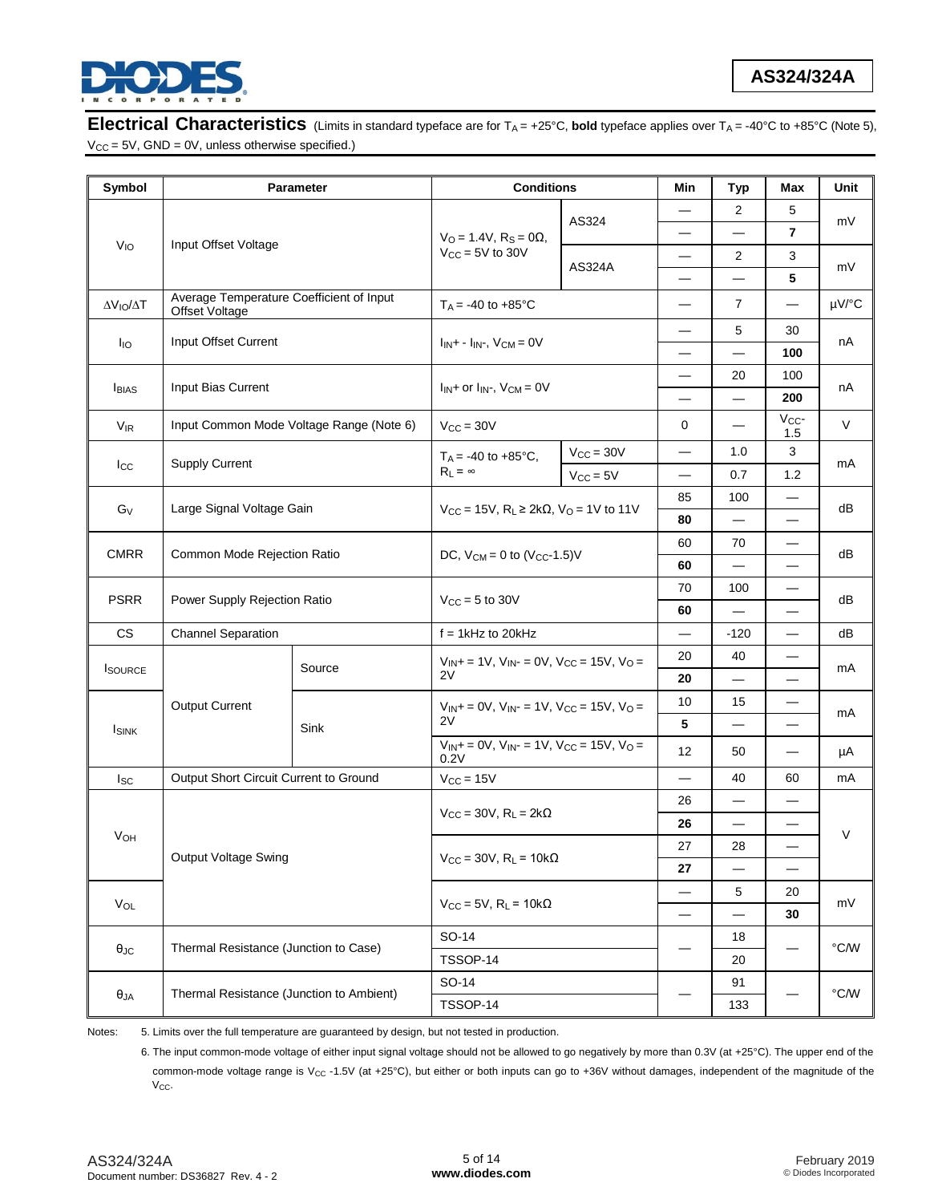## Electrical Characteristics

(Limits in standard typeface are for $T_A$ = +25°C, **bold** typeface applies over $T_A$ = -40°C to +85°C (Note 5), $V_{CC}$ = 5V, GND = 0V, unless otherwise specified.)

| Symbol | Parameter | | Conditions | | Min | Typ | Max | Unit |
|---|---|---|---|---|---|---|---|---|
| $V_{IO}$ | Input Offset Voltage | | $V_O$ = 1.4V, $R_S$ = 0Ω, $V_{CC}$ = 5V to 30V | AS324 | — | 2 | 5 | mV |
| | | | | | — | — | **7** | |
| | | | | AS324A | — | 2 | 3 | mV |
| | | | | | — | — | **5** | |
| $\Delta V_{IO}/\Delta T$ | Average Temperature Coefficient of Input Offset Voltage | | $T_A$ = -40 to +85°C | | — | 7 | — | µV/°C |
| $I_{IO}$ | Input Offset Current | | $I_{IN}$+ - $I_{IN}$-, $V_{CM}$ = 0V | | — | 5 | 30 | nA |
| | | | | | — | — | **100** | |
| $I_{BIAS}$ | Input Bias Current | | $I_{IN}$+ or $I_{IN}$-, $V_{CM}$ = 0V | | — | 20 | 100 | nA |
| | | | | | — | — | **200** | |
| $V_{IR}$ | Input Common Mode Voltage Range (Note 6) | | $V_{CC}$ = 30V | | 0 | — | $V_{CC}$-1.5 | V |
| $I_{CC}$ | Supply Current | | $T_A$ = -40 to +85°C, $R_L$ = ∞ | $V_{CC}$ = 30V | — | 1.0 | 3 | mA |
| | | | | $V_{CC}$ = 5V | — | 0.7 | 1.2 | |
| $G_V$ | Large Signal Voltage Gain | | $V_{CC}$ = 15V, $R_L$ ≥ 2kΩ, $V_O$ = 1V to 11V | | 85 | 100 | — | dB |
| | | | | | **80** | — | — | |
| CMRR | Common Mode Rejection Ratio | | DC, $V_{CM}$ = 0 to ($V_{CC}$-1.5)V | | 60 | 70 | — | dB |
| | | | | | **60** | — | — | |
| PSRR | Power Supply Rejection Ratio | | $V_{CC}$ = 5 to 30V | | 70 | 100 | — | dB |
| | | | | | **60** | — | — | |
| CS | Channel Separation | | f = 1kHz to 20kHz | | — | -120 | — | dB |
| $I_{SOURCE}$ | Output Current | Source | $V_{IN+}$ = 1V, $V_{IN-}$ = 0V, $V_{CC}$ = 15V, $V_O$ = 2V | | 20 | 40 | — | mA |
| | | | | | **20** | — | — | |
| $I_{SINK}$ | | Sink | $V_{IN+}$ = 0V, $V_{IN-}$ = 1V, $V_{CC}$ = 15V, $V_O$ = 2V | | 10 | 15 | — | mA |
| | | | | | **5** | — | — | |
| | | | $V_{IN+}$ = 0V, $V_{IN-}$ = 1V, $V_{CC}$ = 15V, $V_O$ = 0.2V | | 12 | 50 | — | µA |
| $I_{SC}$ | Output Short Circuit Current to Ground | | $V_{CC}$ = 15V | | — | 40 | 60 | mA |
| $V_{OH}$ | Output Voltage Swing | | $V_{CC}$ = 30V, $R_L$ = 2kΩ | | 26 | — | — | V |
| | | | | | **26** | — | — | |
| | | | $V_{CC}$ = 30V, $R_L$ = 10kΩ | | 27 | 28 | — | |
| | | | | | **27** | — | — | |
| $V_{OL}$ | | | $V_{CC}$ = 5V, $R_L$ = 10kΩ | | — | 5 | 20 | mV |
| | | | | | — | — | **30** | |
| $\theta_{JC}$ | Thermal Resistance (Junction to Case) | | SO-14 | | — | 18 | — | °C/W |
| | | | TSSOP-14 | | | 20 | | |
| $\theta_{JA}$ | Thermal Resistance (Junction to Ambient) | | SO-14 | | — | 91 | — | °C/W |
| | | | TSSOP-14 | | | 133 | | |

Notes:

5. Limits over the full temperature are guaranteed by design, but not tested in production.
6. The input common-mode voltage of either input signal voltage should not be allowed to go negatively by more than 0.3V (at +25°C). The upper end of the common-mode voltage range is $V_{CC}$ -1.5V (at +25°C), but either or both inputs can go to +36V without damages, independent of the magnitude of the $V_{CC}$.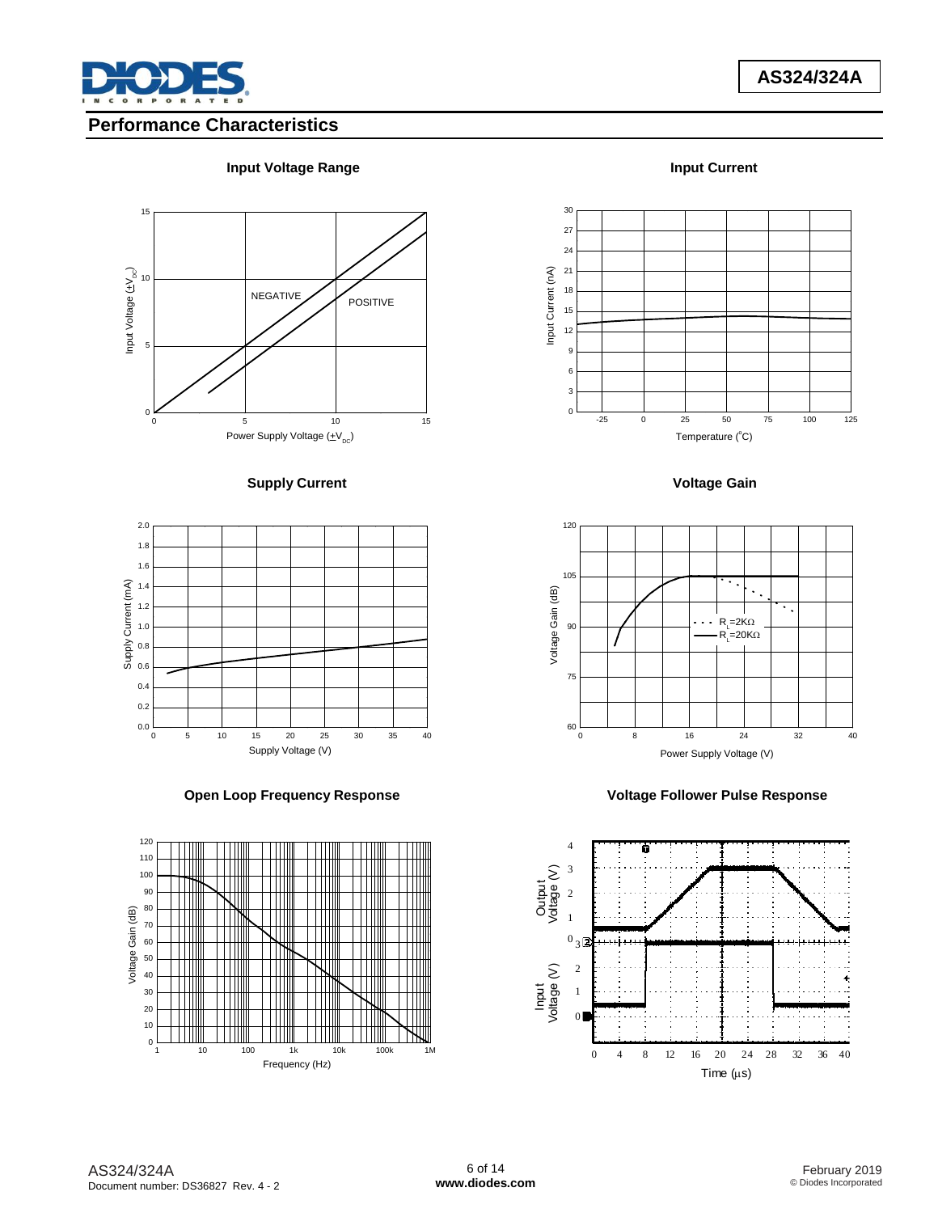## Performance Characteristics

**Input Voltage Range**

**Input Current**

**Supply Current**

**Voltage Gain**

**Open Loop Frequency Response**

**Voltage Follower Pulse Response**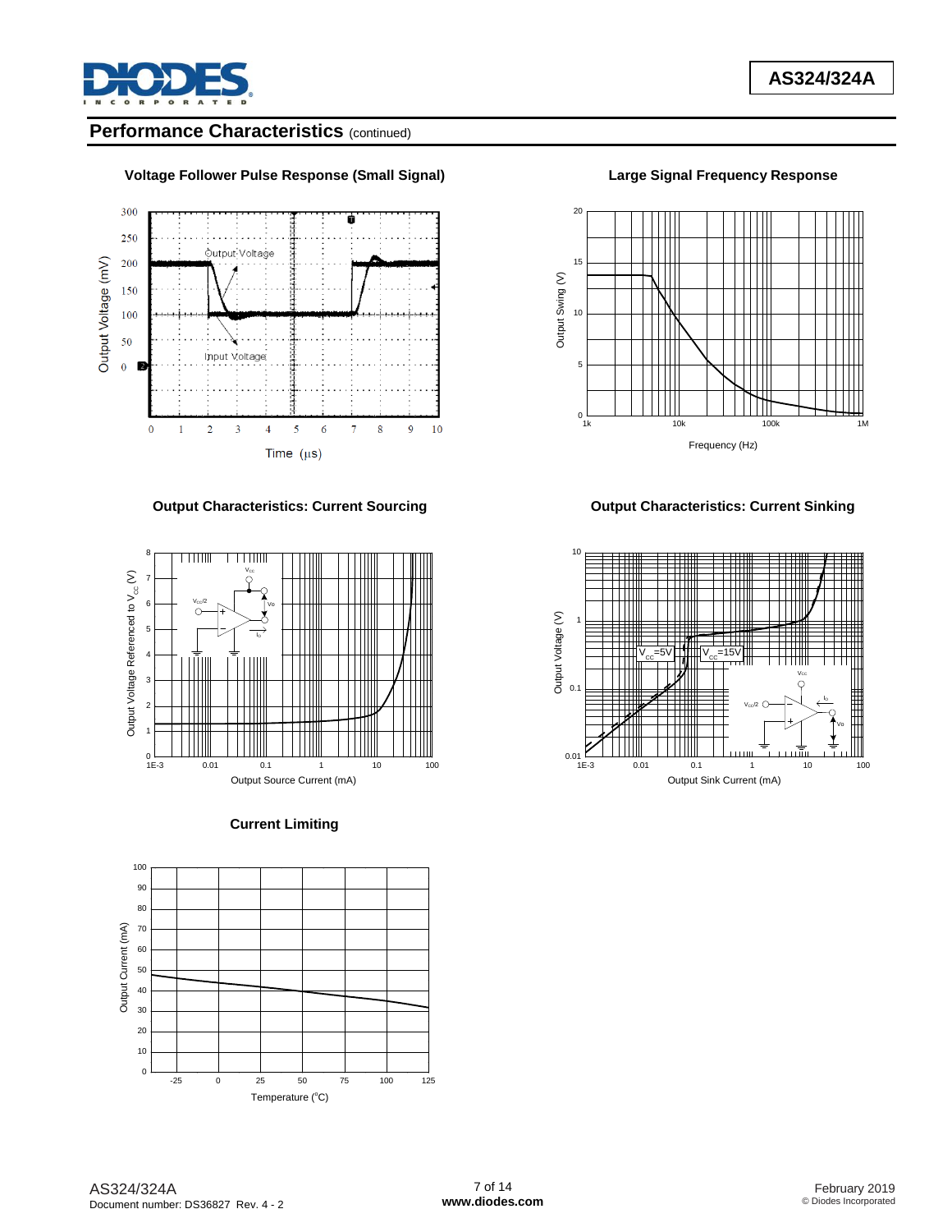## Performance Characteristics (continued)

**Voltage Follower Pulse Response (Small Signal)**

**Large Signal Frequency Response**

**Output Characteristics: Current Sourcing**

**Output Characteristics: Current Sinking**

**Current Limiting**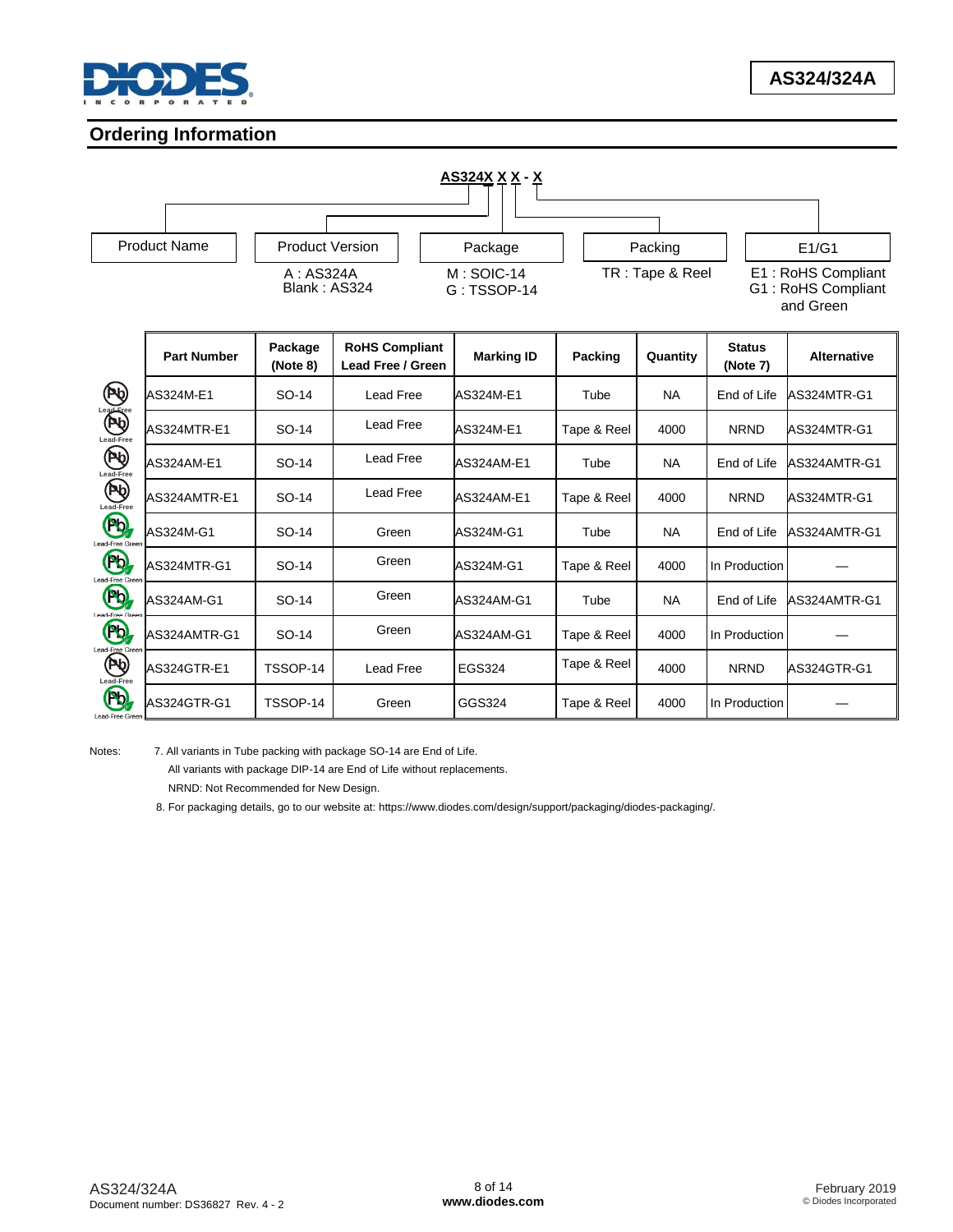## Ordering Information

**AS324X X X - X**

| Product Name | Product Version | Package | Packing | E1/G1 |
|---|---|---|---|---|
| | A : AS324A<br>Blank : AS324 | M : SOIC-14<br>G : TSSOP-14 | TR : Tape & Reel | E1 : RoHS Compliant<br>G1 : RoHS Compliant and Green |

| Part Number | Package (Note 8) | RoHS Compliant Lead Free / Green | Marking ID | Packing | Quantity | Status (Note 7) | Alternative |
|---|---|---|---|---|---|---|---|
| AS324M-E1 | SO-14 | Lead Free | AS324M-E1 | Tube | NA | End of Life | AS324MTR-G1 |
| AS324MTR-E1 | SO-14 | Lead Free | AS324M-E1 | Tape & Reel | 4000 | NRND | AS324MTR-G1 |
| AS324AM-E1 | SO-14 | Lead Free | AS324AM-E1 | Tube | NA | End of Life | AS324AMTR-G1 |
| AS324AMTR-E1 | SO-14 | Lead Free | AS324AM-E1 | Tape & Reel | 4000 | NRND | AS324MTR-G1 |
| AS324M-G1 | SO-14 | Green | AS324M-G1 | Tube | NA | End of Life | AS324AMTR-G1 |
| AS324MTR-G1 | SO-14 | Green | AS324M-G1 | Tape & Reel | 4000 | In Production | — |
| AS324AM-G1 | SO-14 | Green | AS324AM-G1 | Tube | NA | End of Life | AS324AMTR-G1 |
| AS324AMTR-G1 | SO-14 | Green | AS324AM-G1 | Tape & Reel | 4000 | In Production | — |
| AS324GTR-E1 | TSSOP-14 | Lead Free | EGS324 | Tape & Reel | 4000 | NRND | AS324GTR-G1 |
| AS324GTR-G1 | TSSOP-14 | Green | GGS324 | Tape & Reel | 4000 | In Production | — |

Notes:
7. All variants in Tube packing with package SO-14 are End of Life.
All variants with package DIP-14 are End of Life without replacements.
NRND: Not Recommended for New Design.
8. For packaging details, go to our website at: https://www.diodes.com/design/support/packaging/diodes-packaging/.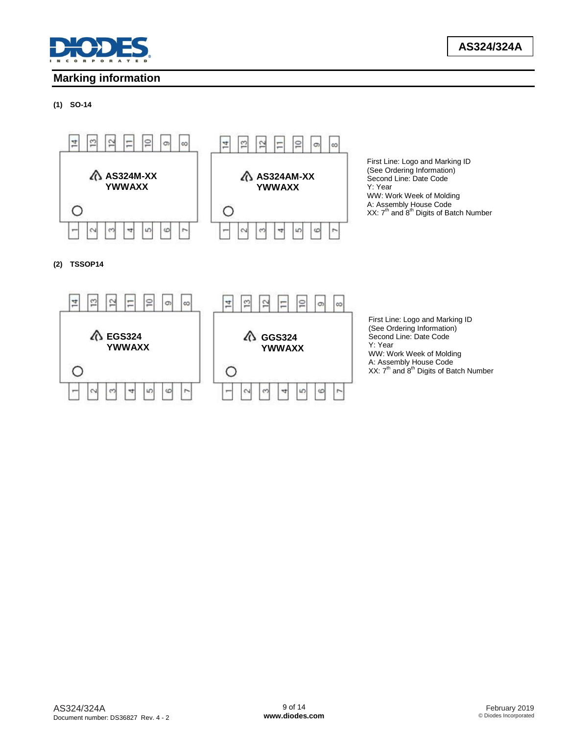## Marking information

**(1) SO-14**

AS324M-XX
YWWAXX

AS324AM-XX
YWWAXX

First Line: Logo and Marking ID
(See Ordering Information)
Second Line: Date Code
Y: Year
WW: Work Week of Molding
A: Assembly House Code
XX: 7th and 8th Digits of Batch Number

**(2) TSSOP14**

EGS324
YWWAXX

GGS324
YWWAXX

First Line: Logo and Marking ID
(See Ordering Information)
Second Line: Date Code
Y: Year
WW: Work Week of Molding
A: Assembly House Code
XX: 7th and 8th Digits of Batch Number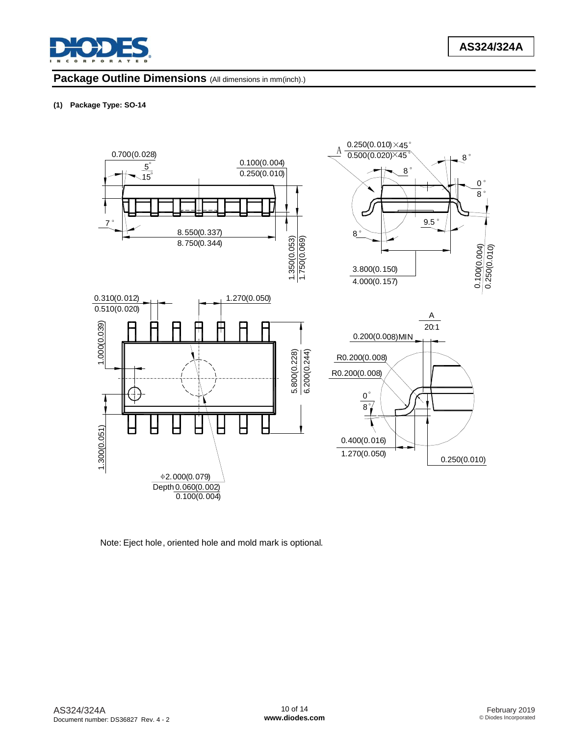## Package Outline Dimensions (All dimensions in mm(inch).)

**(1) Package Type: SO-14**

Note: Eject hole, oriented hole and mold mark is optional.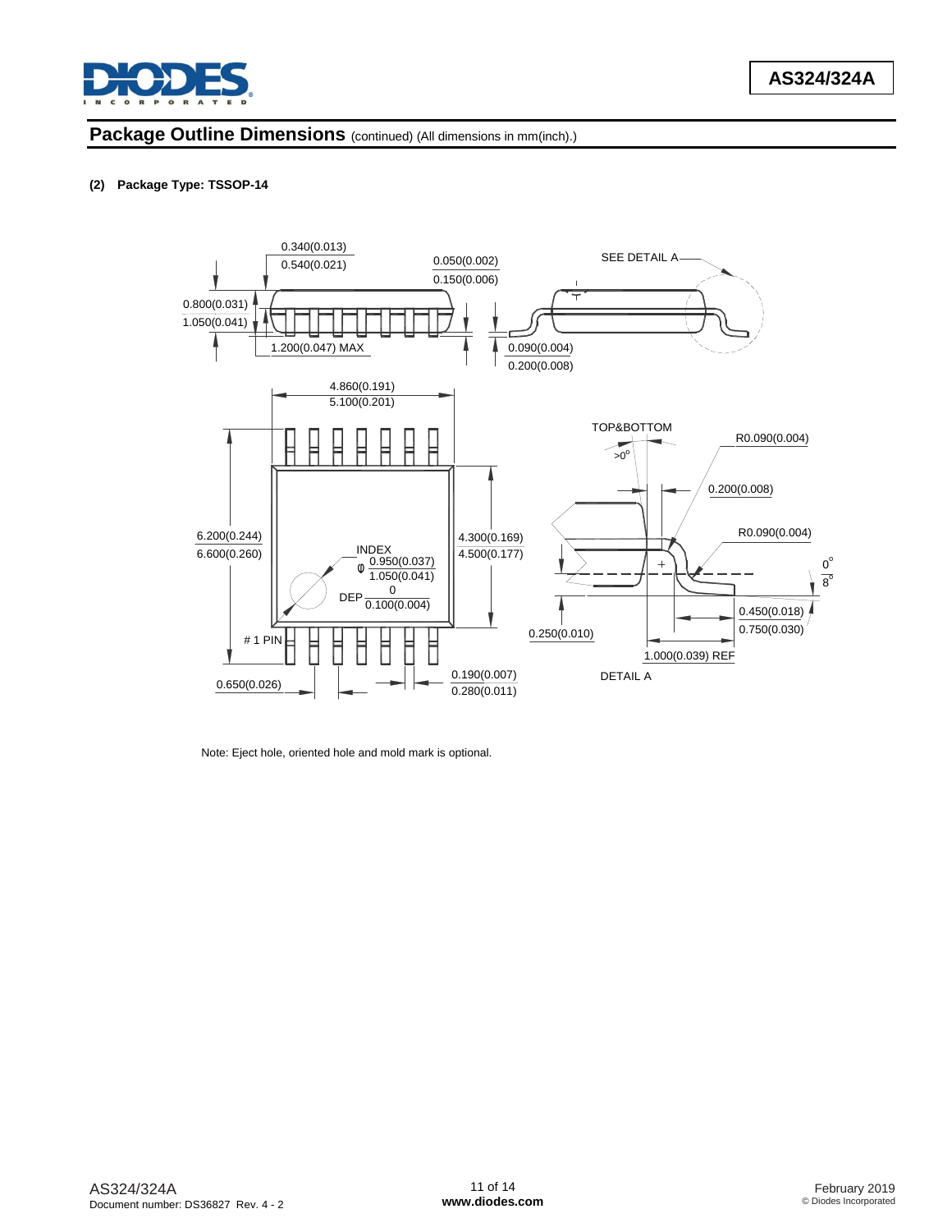## Package Outline Dimensions (continued) (All dimensions in mm(inch).)

**(2) Package Type: TSSOP-14**

0.340(0.013)
0.540(0.021)

0.050(0.002)
0.150(0.006)

SEE DETAIL A

0.800(0.031)
1.050(0.041)

1.200(0.047) MAX

0.090(0.004)
0.200(0.008)

4.860(0.191)
5.100(0.201)

TOP&BOTTOM

>0°

R0.090(0.004)

0.200(0.008)

6.200(0.244)
6.600(0.260)

4.300(0.169)
4.500(0.177)

INDEX
Φ 0.950(0.037)
1.050(0.041)

DEP 0
0.100(0.004)

R0.090(0.004)

0°
8°

0.450(0.018)
0.750(0.030)

0.250(0.010)

# 1 PIN

1.000(0.039) REF

0.650(0.026)

0.190(0.007)
0.280(0.011)

DETAIL A

Note: Eject hole, oriented hole and mold mark is optional.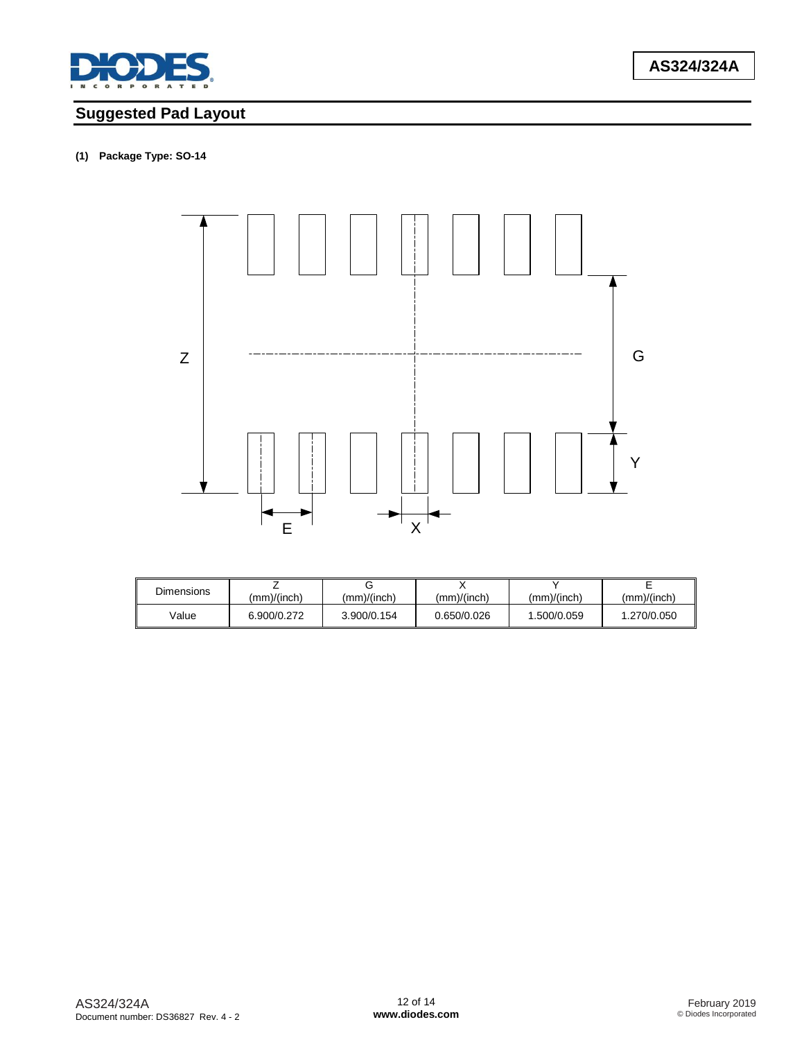## Suggested Pad Layout

**(1) Package Type: SO-14**

| Dimensions | Z (mm)/(inch) | G (mm)/(inch) | X (mm)/(inch) | Y (mm)/(inch) | E (mm)/(inch) |
|---|---|---|---|---|---|
| Value | 6.900/0.272 | 3.900/0.154 | 0.650/0.026 | 1.500/0.059 | 1.270/0.050 |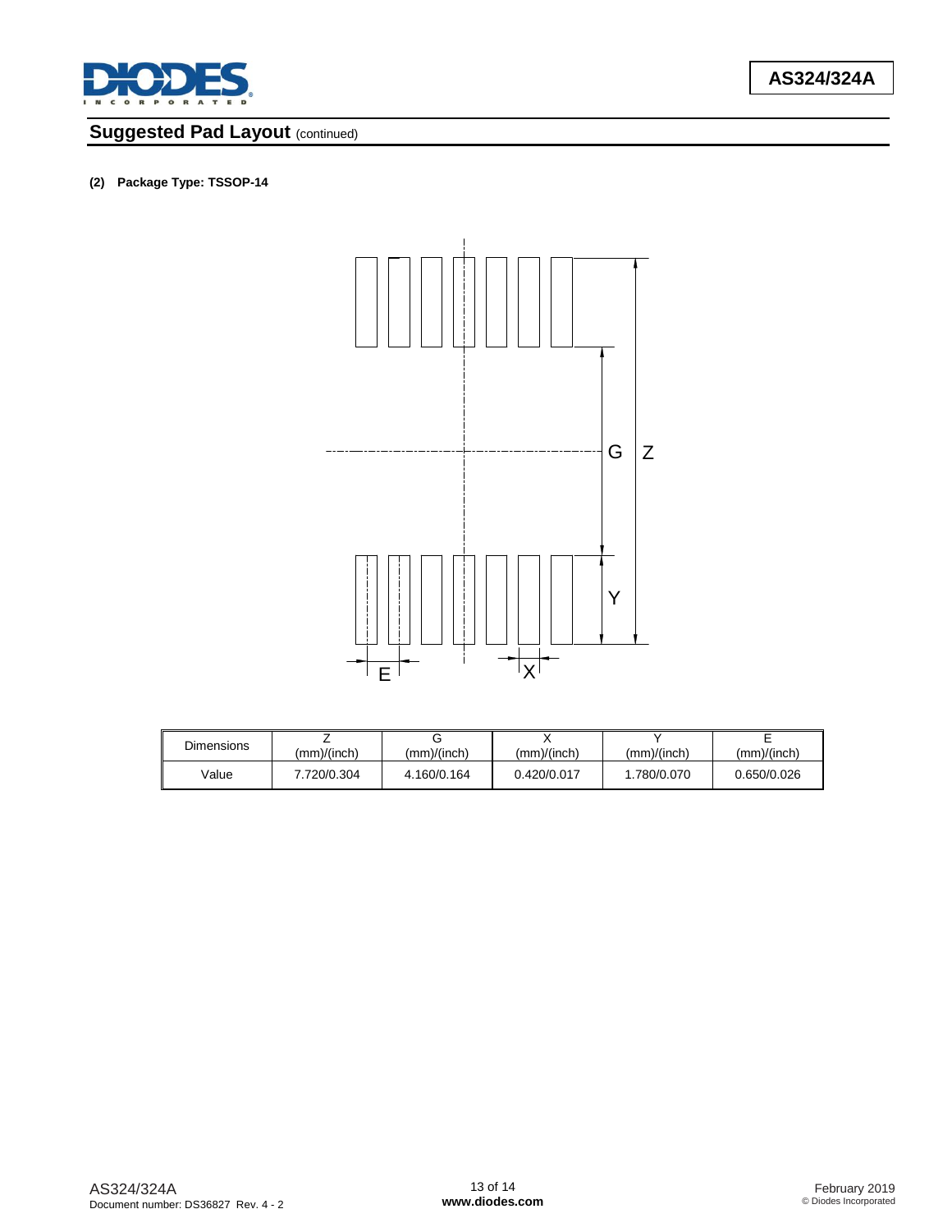## Suggested Pad Layout (continued)

**(2) Package Type: TSSOP-14**

| Dimensions | Z (mm)/(inch) | G (mm)/(inch) | X (mm)/(inch) | Y (mm)/(inch) | E (mm)/(inch) |
|---|---|---|---|---|---|
| Value | 7.720/0.304 | 4.160/0.164 | 0.420/0.017 | 1.780/0.070 | 0.650/0.026 |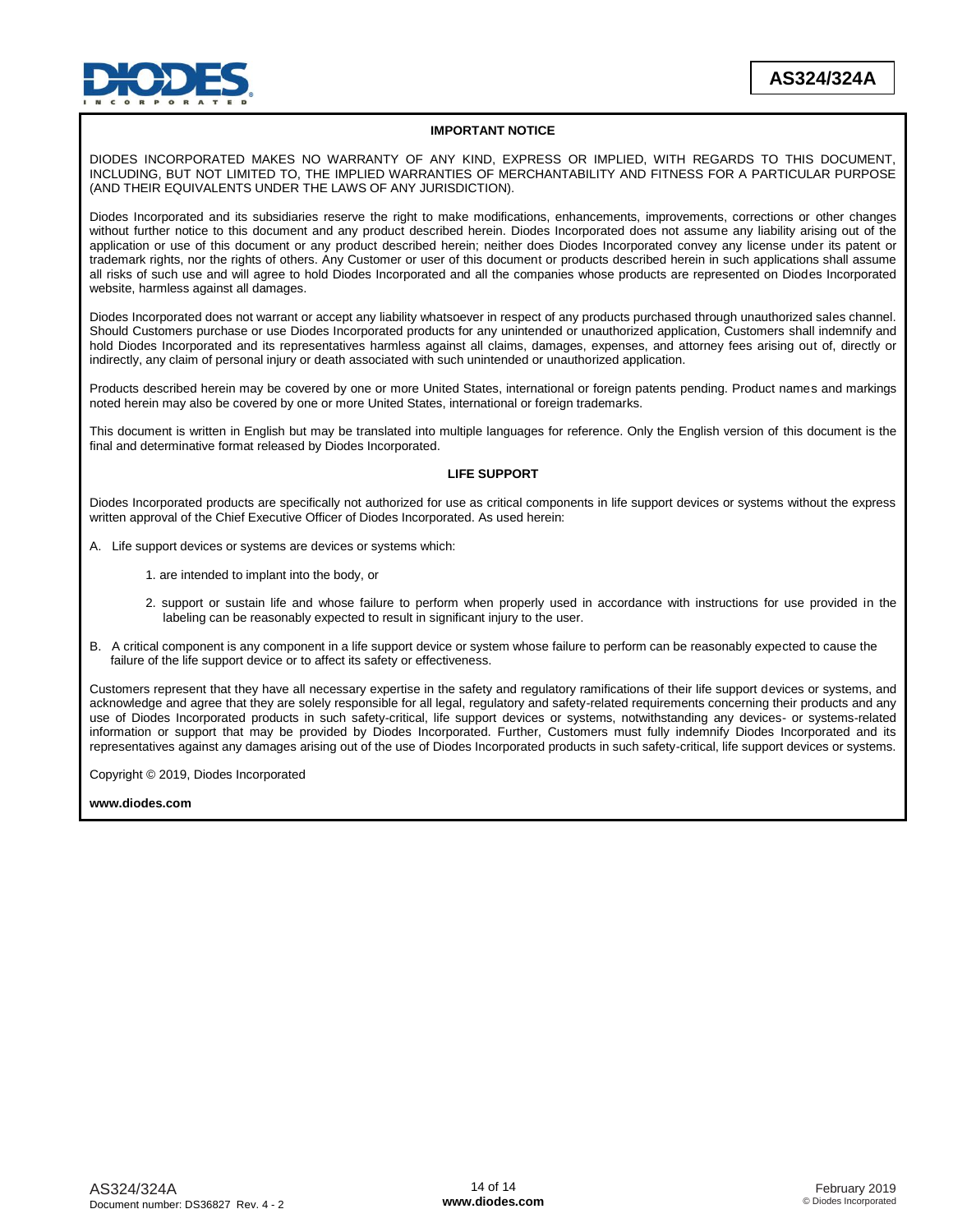## IMPORTANT NOTICE

DIODES INCORPORATED MAKES NO WARRANTY OF ANY KIND, EXPRESS OR IMPLIED, WITH REGARDS TO THIS DOCUMENT, INCLUDING, BUT NOT LIMITED TO, THE IMPLIED WARRANTIES OF MERCHANTABILITY AND FITNESS FOR A PARTICULAR PURPOSE (AND THEIR EQUIVALENTS UNDER THE LAWS OF ANY JURISDICTION).

Diodes Incorporated and its subsidiaries reserve the right to make modifications, enhancements, improvements, corrections or other changes without further notice to this document and any product described herein. Diodes Incorporated does not assume any liability arising out of the application or use of this document or any product described herein; neither does Diodes Incorporated convey any license under its patent or trademark rights, nor the rights of others. Any Customer or user of this document or products described herein in such applications shall assume all risks of such use and will agree to hold Diodes Incorporated and all the companies whose products are represented on Diodes Incorporated website, harmless against all damages.

Diodes Incorporated does not warrant or accept any liability whatsoever in respect of any products purchased through unauthorized sales channel. Should Customers purchase or use Diodes Incorporated products for any unintended or unauthorized application, Customers shall indemnify and hold Diodes Incorporated and its representatives harmless against all claims, damages, expenses, and attorney fees arising out of, directly or indirectly, any claim of personal injury or death associated with such unintended or unauthorized application.

Products described herein may be covered by one or more United States, international or foreign patents pending. Product names and markings noted herein may also be covered by one or more United States, international or foreign trademarks.

This document is written in English but may be translated into multiple languages for reference. Only the English version of this document is the final and determinative format released by Diodes Incorporated.

## LIFE SUPPORT

Diodes Incorporated products are specifically not authorized for use as critical components in life support devices or systems without the express written approval of the Chief Executive Officer of Diodes Incorporated. As used herein:

A. Life support devices or systems are devices or systems which:

   1. are intended to implant into the body, or

   2. support or sustain life and whose failure to perform when properly used in accordance with instructions for use provided in the labeling can be reasonably expected to result in significant injury to the user.

B. A critical component is any component in a life support device or system whose failure to perform can be reasonably expected to cause the failure of the life support device or to affect its safety or effectiveness.

Customers represent that they have all necessary expertise in the safety and regulatory ramifications of their life support devices or systems, and acknowledge and agree that they are solely responsible for all legal, regulatory and safety-related requirements concerning their products and any use of Diodes Incorporated products in such safety-critical, life support devices or systems, notwithstanding any devices- or systems-related information or support that may be provided by Diodes Incorporated. Further, Customers must fully indemnify Diodes Incorporated and its representatives against any damages arising out of the use of Diodes Incorporated products in such safety-critical, life support devices or systems.

Copyright © 2019, Diodes Incorporated

**www.diodes.com**